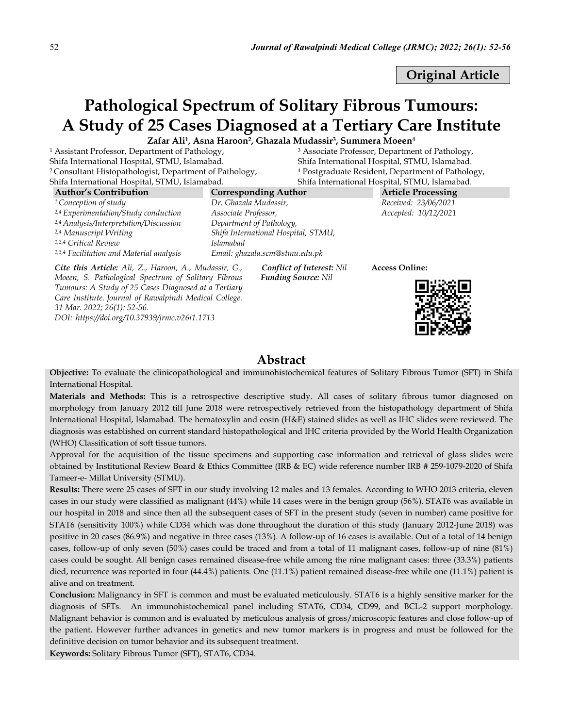**Original Article**

# Pathological Spectrum of Solitary Fibrous Tumours: A Study of 25 Cases Diagnosed at a Tertiary Care Institute

**Zafar Ali[1], Asna Haroon[2], Ghazala Mudassir[3], Summera Moeen[4]**

[1] Assistant Professor, Department of Pathology, Shifa International Hospital, STMU, Islamabad.
[2] Consultant Histopathologist, Department of Pathology, Shifa International Hospital, STMU, Islamabad.
[3] Associate Professor, Department of Pathology, Shifa International Hospital, STMU, Islamabad.
[4] Postgraduate Resident, Department of Pathology, Shifa International Hospital, STMU, Islamabad.

**Author's Contribution**

[1] *Conception of study*
[2,4] *Experimentation/Study conduction*
[2,4] *Analysis/Interpretation/Discussion*
[2,4] *Manuscript Writing*
[1,2,4] *Critical Review*
[1,3,4] *Facilitation and Material analysis*

**Corresponding Author**

*Dr. Ghazala Mudassir,*
*Associate Professor,*
*Department of Pathology,*
*Shifa International Hospital, STMU, Islamabad*
*Email: ghazala.scm@stmu.edu.pk*

**Article Processing**

*Received: 23/06/2021*
*Accepted: 10/12/2021*

***Cite this Article:*** *Ali, Z., Haroon, A., Mudassir, G., Moeen, S. Pathological Spectrum of Solitary Fibrous Tumours: A Study of 25 Cases Diagnosed at a Tertiary Care Institute. Journal of Rawalpindi Medical College. 31 Mar. 2022; 26(1): 52-56.*
*DOI: https://doi.org/10.37939/jrmc.v26i1.1713*

***Conflict of Interest:*** *Nil*
***Funding Source:*** *Nil*

**Access Online:**

## Abstract

**Objective:** To evaluate the clinicopathological and immunohistochemical features of Solitary Fibrous Tumor (SFT) in Shifa International Hospital.

**Materials and Methods:** This is a retrospective descriptive study. All cases of solitary fibrous tumor diagnosed on morphology from January 2012 till June 2018 were retrospectively retrieved from the histopathology department of Shifa International Hospital, Islamabad. The hematoxylin and eosin (H&E) stained slides as well as IHC slides were reviewed. The diagnosis was established on current standard histopathological and IHC criteria provided by the World Health Organization (WHO) Classification of soft tissue tumors.

Approval for the acquisition of the tissue specimens and supporting case information and retrieval of glass slides were obtained by Institutional Review Board & Ethics Committee (IRB & EC) wide reference number IRB # 259-1079-2020 of Shifa Tameer-e- Millat University (STMU).

**Results:** There were 25 cases of SFT in our study involving 12 males and 13 females. According to WHO 2013 criteria, eleven cases in our study were classified as malignant (44%) while 14 cases were in the benign group (56%). STAT6 was available in our hospital in 2018 and since then all the subsequent cases of SFT in the present study (seven in number) came positive for STAT6 (sensitivity 100%) while CD34 which was done throughout the duration of this study (January 2012-June 2018) was positive in 20 cases (86.9%) and negative in three cases (13%). A follow-up of 16 cases is available. Out of a total of 14 benign cases, follow-up of only seven (50%) cases could be traced and from a total of 11 malignant cases, follow-up of nine (81%) cases could be sought. All benign cases remained disease-free while among the nine malignant cases: three (33.3%) patients died, recurrence was reported in four (44.4%) patients. One (11.1%) patient remained disease-free while one (11.1%) patient is alive and on treatment.

**Conclusion:** Malignancy in SFT is common and must be evaluated meticulously. STAT6 is a highly sensitive marker for the diagnosis of SFTs. An immunohistochemical panel including STAT6, CD34, CD99, and BCL-2 support morphology. Malignant behavior is common and is evaluated by meticulous analysis of gross/microscopic features and close follow-up of the patient. However further advances in genetics and new tumor markers is in progress and must be followed for the definitive decision on tumor behavior and its subsequent treatment.

**Keywords:** Solitary Fibrous Tumor (SFT), STAT6, CD34.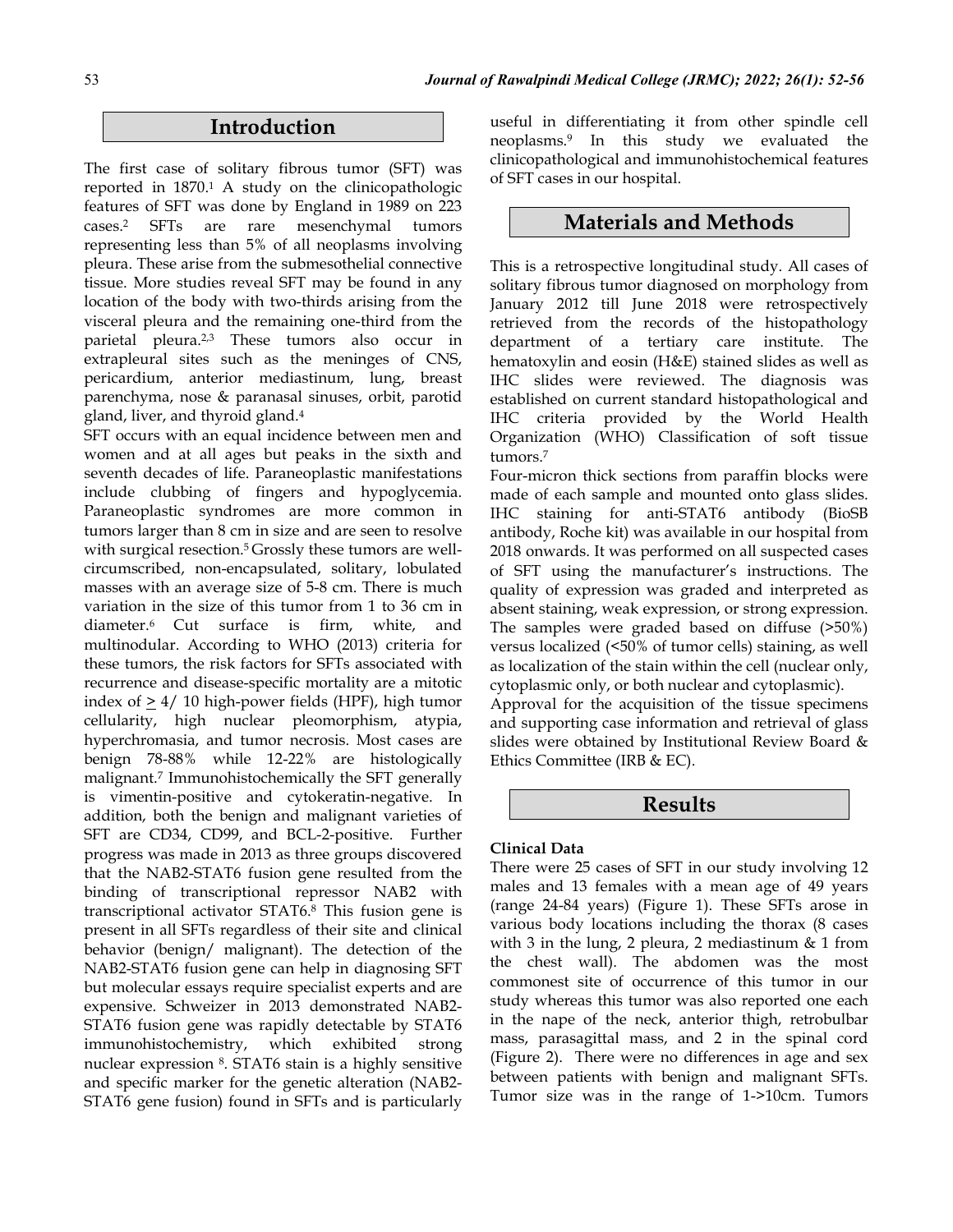## Introduction

The first case of solitary fibrous tumor (SFT) was reported in 1870.[1] A study on the clinicopathologic features of SFT was done by England in 1989 on 223 cases.[2] SFTs are rare mesenchymal tumors representing less than 5% of all neoplasms involving pleura. These arise from the submesothelial connective tissue. More studies reveal SFT may be found in any location of the body with two-thirds arising from the visceral pleura and the remaining one-third from the parietal pleura.[2,3] These tumors also occur in extrapleural sites such as the meninges of CNS, pericardium, anterior mediastinum, lung, breast parenchyma, nose & paranasal sinuses, orbit, parotid gland, liver, and thyroid gland.[4]

SFT occurs with an equal incidence between men and women and at all ages but peaks in the sixth and seventh decades of life. Paraneoplastic manifestations include clubbing of fingers and hypoglycemia. Paraneoplastic syndromes are more common in tumors larger than 8 cm in size and are seen to resolve with surgical resection.[5] Grossly these tumors are well-circumscribed, non-encapsulated, solitary, lobulated masses with an average size of 5-8 cm. There is much variation in the size of this tumor from 1 to 36 cm in diameter.[6] Cut surface is firm, white, and multinodular. According to WHO (2013) criteria for these tumors, the risk factors for SFTs associated with recurrence and disease-specific mortality are a mitotic index of $\geq$ 4/ 10 high-power fields (HPF), high tumor cellularity, high nuclear pleomorphism, atypia, hyperchromasia, and tumor necrosis. Most cases are benign 78-88% while 12-22% are histologically malignant.[7] Immunohistochemically the SFT generally is vimentin-positive and cytokeratin-negative. In addition, both the benign and malignant varieties of SFT are CD34, CD99, and BCL-2-positive. Further progress was made in 2013 as three groups discovered that the NAB2-STAT6 fusion gene resulted from the binding of transcriptional repressor NAB2 with transcriptional activator STAT6.[8] This fusion gene is present in all SFTs regardless of their site and clinical behavior (benign/ malignant). The detection of the NAB2-STAT6 fusion gene can help in diagnosing SFT but molecular essays require specialist experts and are expensive. Schweizer in 2013 demonstrated NAB2-STAT6 fusion gene was rapidly detectable by STAT6 immunohistochemistry, which exhibited strong nuclear expression [8]. STAT6 stain is a highly sensitive and specific marker for the genetic alteration (NAB2-STAT6 gene fusion) found in SFTs and is particularly useful in differentiating it from other spindle cell neoplasms.[9] In this study we evaluated the clinicopathological and immunohistochemical features of SFT cases in our hospital.

## Materials and Methods

This is a retrospective longitudinal study. All cases of solitary fibrous tumor diagnosed on morphology from January 2012 till June 2018 were retrospectively retrieved from the records of the histopathology department of a tertiary care institute. The hematoxylin and eosin (H&E) stained slides as well as IHC slides were reviewed. The diagnosis was established on current standard histopathological and IHC criteria provided by the World Health Organization (WHO) Classification of soft tissue tumors.[7]

Four-micron thick sections from paraffin blocks were made of each sample and mounted onto glass slides. IHC staining for anti-STAT6 antibody (BioSB antibody, Roche kit) was available in our hospital from 2018 onwards. It was performed on all suspected cases of SFT using the manufacturer's instructions. The quality of expression was graded and interpreted as absent staining, weak expression, or strong expression. The samples were graded based on diffuse (>50%) versus localized (<50% of tumor cells) staining, as well as localization of the stain within the cell (nuclear only, cytoplasmic only, or both nuclear and cytoplasmic).

Approval for the acquisition of the tissue specimens and supporting case information and retrieval of glass slides were obtained by Institutional Review Board & Ethics Committee (IRB & EC).

## Results

**Clinical Data**

There were 25 cases of SFT in our study involving 12 males and 13 females with a mean age of 49 years (range 24-84 years) (Figure 1). These SFTs arose in various body locations including the thorax (8 cases with 3 in the lung, 2 pleura, 2 mediastinum & 1 from the chest wall). The abdomen was the most commonest site of occurrence of this tumor in our study whereas this tumor was also reported one each in the nape of the neck, anterior thigh, retrobulbar mass, parasagittal mass, and 2 in the spinal cord (Figure 2). There were no differences in age and sex between patients with benign and malignant SFTs. Tumor size was in the range of 1->10cm. Tumors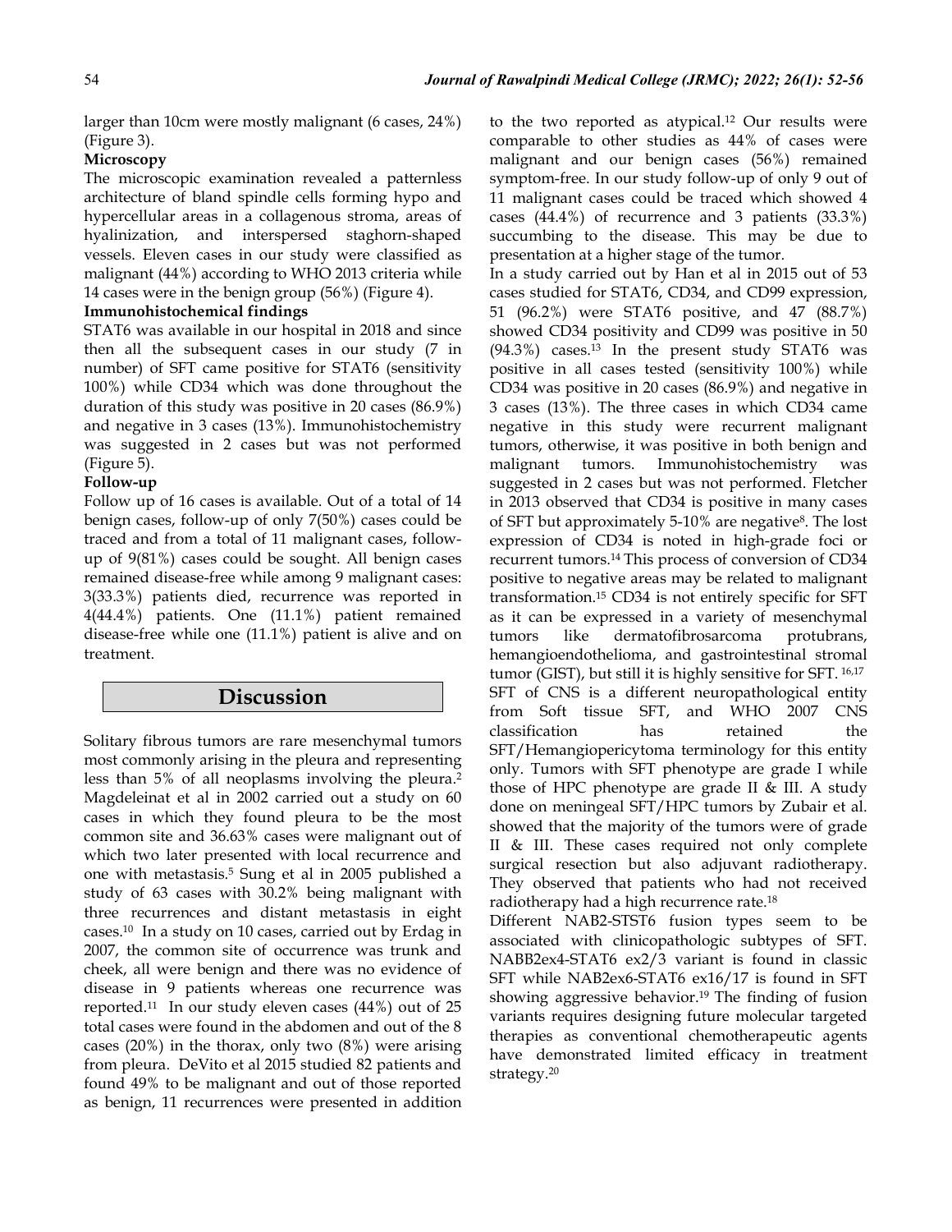larger than 10cm were mostly malignant (6 cases, 24%) (Figure 3).

**Microscopy**

The microscopic examination revealed a patternless architecture of bland spindle cells forming hypo and hypercellular areas in a collagenous stroma, areas of hyalinization, and interspersed staghorn-shaped vessels. Eleven cases in our study were classified as malignant (44%) according to WHO 2013 criteria while 14 cases were in the benign group (56%) (Figure 4).

**Immunohistochemical findings**

STAT6 was available in our hospital in 2018 and since then all the subsequent cases in our study (7 in number) of SFT came positive for STAT6 (sensitivity 100%) while CD34 which was done throughout the duration of this study was positive in 20 cases (86.9%) and negative in 3 cases (13%). Immunohistochemistry was suggested in 2 cases but was not performed (Figure 5).

**Follow-up**

Follow up of 16 cases is available. Out of a total of 14 benign cases, follow-up of only 7(50%) cases could be traced and from a total of 11 malignant cases, follow-up of 9(81%) cases could be sought. All benign cases remained disease-free while among 9 malignant cases: 3(33.3%) patients died, recurrence was reported in 4(44.4%) patients. One (11.1%) patient remained disease-free while one (11.1%) patient is alive and on treatment.

## Discussion

Solitary fibrous tumors are rare mesenchymal tumors most commonly arising in the pleura and representing less than 5% of all neoplasms involving the pleura.[2] Magdeleinat et al in 2002 carried out a study on 60 cases in which they found pleura to be the most common site and 36.63% cases were malignant out of which two later presented with local recurrence and one with metastasis.[5] Sung et al in 2005 published a study of 63 cases with 30.2% being malignant with three recurrences and distant metastasis in eight cases.[10] In a study on 10 cases, carried out by Erdag in 2007, the common site of occurrence was trunk and cheek, all were benign and there was no evidence of disease in 9 patients whereas one recurrence was reported.[11] In our study eleven cases (44%) out of 25 total cases were found in the abdomen and out of the 8 cases (20%) in the thorax, only two (8%) were arising from pleura. DeVito et al 2015 studied 82 patients and found 49% to be malignant and out of those reported as benign, 11 recurrences were presented in addition to the two reported as atypical.[12] Our results were comparable to other studies as 44% of cases were malignant and our benign cases (56%) remained symptom-free. In our study follow-up of only 9 out of 11 malignant cases could be traced which showed 4 cases (44.4%) of recurrence and 3 patients (33.3%) succumbing to the disease. This may be due to presentation at a higher stage of the tumor.

In a study carried out by Han et al in 2015 out of 53 cases studied for STAT6, CD34, and CD99 expression, 51 (96.2%) were STAT6 positive, and 47 (88.7%) showed CD34 positivity and CD99 was positive in 50 (94.3%) cases.[13] In the present study STAT6 was positive in all cases tested (sensitivity 100%) while CD34 was positive in 20 cases (86.9%) and negative in 3 cases (13%). The three cases in which CD34 came negative in this study were recurrent malignant tumors, otherwise, it was positive in both benign and malignant tumors. Immunohistochemistry was suggested in 2 cases but was not performed. Fletcher in 2013 observed that CD34 is positive in many cases of SFT but approximately 5-10% are negative[8]. The lost expression of CD34 is noted in high-grade foci or recurrent tumors.[14] This process of conversion of CD34 positive to negative areas may be related to malignant transformation.[15] CD34 is not entirely specific for SFT as it can be expressed in a variety of mesenchymal tumors like dermatofibrosarcoma protubrans, hemangioendothelioma, and gastrointestinal stromal tumor (GIST), but still it is highly sensitive for SFT.[16,17]

SFT of CNS is a different neuropathological entity from Soft tissue SFT, and WHO 2007 CNS classification has retained the SFT/Hemangiopericytoma terminology for this entity only. Tumors with SFT phenotype are grade I while those of HPC phenotype are grade II & III. A study done on meningeal SFT/HPC tumors by Zubair et al. showed that the majority of the tumors were of grade II & III. These cases required not only complete surgical resection but also adjuvant radiotherapy. They observed that patients who had not received radiotherapy had a high recurrence rate.[18]

Different NAB2-STST6 fusion types seem to be associated with clinicopathologic subtypes of SFT. NABB2ex4-STAT6 ex2/3 variant is found in classic SFT while NAB2ex6-STAT6 ex16/17 is found in SFT showing aggressive behavior.[19] The finding of fusion variants requires designing future molecular targeted therapies as conventional chemotherapeutic agents have demonstrated limited efficacy in treatment strategy.[20]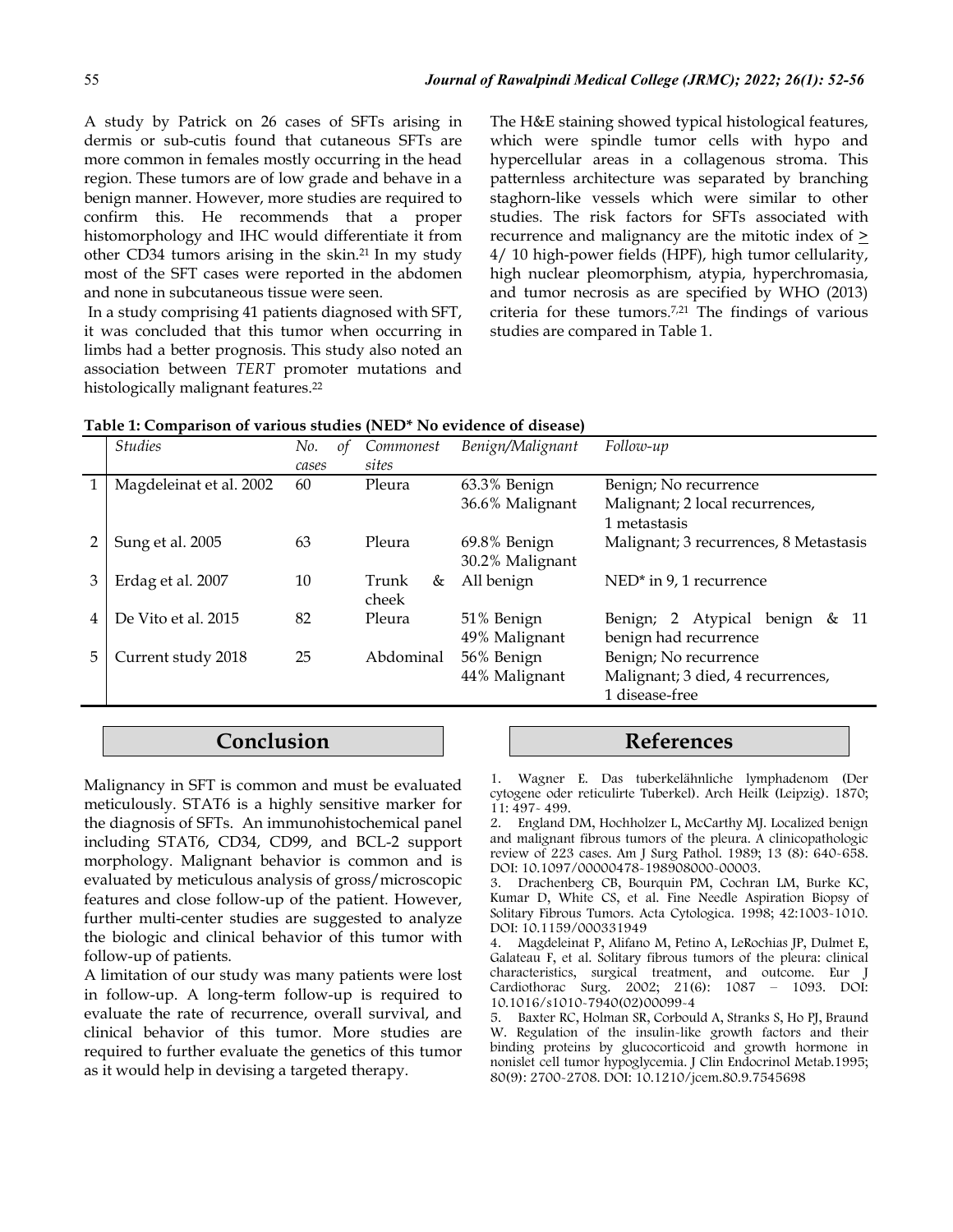A study by Patrick on 26 cases of SFTs arising in dermis or sub-cutis found that cutaneous SFTs are more common in females mostly occurring in the head region. These tumors are of low grade and behave in a benign manner. However, more studies are required to confirm this. He recommends that a proper histomorphology and IHC would differentiate it from other CD34 tumors arising in the skin.[21] In my study most of the SFT cases were reported in the abdomen and none in subcutaneous tissue were seen.

In a study comprising 41 patients diagnosed with SFT, it was concluded that this tumor when occurring in limbs had a better prognosis. This study also noted an association between *TERT* promoter mutations and histologically malignant features.[22]

The H&E staining showed typical histological features, which were spindle tumor cells with hypo and hypercellular areas in a collagenous stroma. This patternless architecture was separated by branching staghorn-like vessels which were similar to other studies. The risk factors for SFTs associated with recurrence and malignancy are the mitotic index of $\geq$ 4/ 10 high-power fields (HPF), high tumor cellularity, high nuclear pleomorphism, atypia, hyperchromasia, and tumor necrosis as are specified by WHO (2013) criteria for these tumors.[7,21] The findings of various studies are compared in Table 1.

**Table 1: Comparison of various studies (NED* No evidence of disease)**

| | *Studies* | *No. of cases* | *Commonest sites* | *Benign/Malignant* | *Follow-up* |
|---|---|---|---|---|---|
| 1 | Magdeleinat et al. 2002 | 60 | Pleura | 63.3% Benign<br>36.6% Malignant | Benign; No recurrence<br>Malignant; 2 local recurrences, 1 metastasis |
| 2 | Sung et al. 2005 | 63 | Pleura | 69.8% Benign<br>30.2% Malignant | Malignant; 3 recurrences, 8 Metastasis |
| 3 | Erdag et al. 2007 | 10 | Trunk & cheek | All benign | NED* in 9, 1 recurrence |
| 4 | De Vito et al. 2015 | 82 | Pleura | 51% Benign<br>49% Malignant | Benign; 2 Atypical benign & 11 benign had recurrence |
| 5 | Current study 2018 | 25 | Abdominal | 56% Benign<br>44% Malignant | Benign; No recurrence<br>Malignant; 3 died, 4 recurrences, 1 disease-free |

## Conclusion

Malignancy in SFT is common and must be evaluated meticulously. STAT6 is a highly sensitive marker for the diagnosis of SFTs. An immunohistochemical panel including STAT6, CD34, CD99, and BCL-2 support morphology. Malignant behavior is common and is evaluated by meticulous analysis of gross/microscopic features and close follow-up of the patient. However, further multi-center studies are suggested to analyze the biologic and clinical behavior of this tumor with follow-up of patients.

A limitation of our study was many patients were lost in follow-up. A long-term follow-up is required to evaluate the rate of recurrence, overall survival, and clinical behavior of this tumor. More studies are required to further evaluate the genetics of this tumor as it would help in devising a targeted therapy.

## References

1. Wagner E. Das tuberkelähnliche lymphadenom (Der cytogene oder reticulirte Tuberkel). Arch Heilk (Leipzig). 1870; 11: 497- 499.
2. England DM, Hochholzer L, McCarthy MJ. Localized benign and malignant fibrous tumors of the pleura. A clinicopathologic review of 223 cases. Am J Surg Pathol. 1989; 13 (8): 640-658. DOI: 10.1097/00000478-198908000-00003.
3. Drachenberg CB, Bourquin PM, Cochran LM, Burke KC, Kumar D, White CS, et al. Fine Needle Aspiration Biopsy of Solitary Fibrous Tumors. Acta Cytologica. 1998; 42:1003-1010. DOI: 10.1159/000331949
4. Magdeleinat P, Alifano M, Petino A, LeRochias JP, Dulmet E, Galateau F, et al. Solitary fibrous tumors of the pleura: clinical characteristics, surgical treatment, and outcome. Eur J Cardiothorac Surg. 2002; 21(6): 1087 – 1093. DOI: 10.1016/s1010-7940(02)00099-4
5. Baxter RC, Holman SR, Corbould A, Stranks S, Ho PJ, Braund W. Regulation of the insulin-like growth factors and their binding proteins by glucocorticoid and growth hormone in nonislet cell tumor hypoglycemia. J Clin Endocrinol Metab.1995; 80(9): 2700-2708. DOI: 10.1210/jcem.80.9.7545698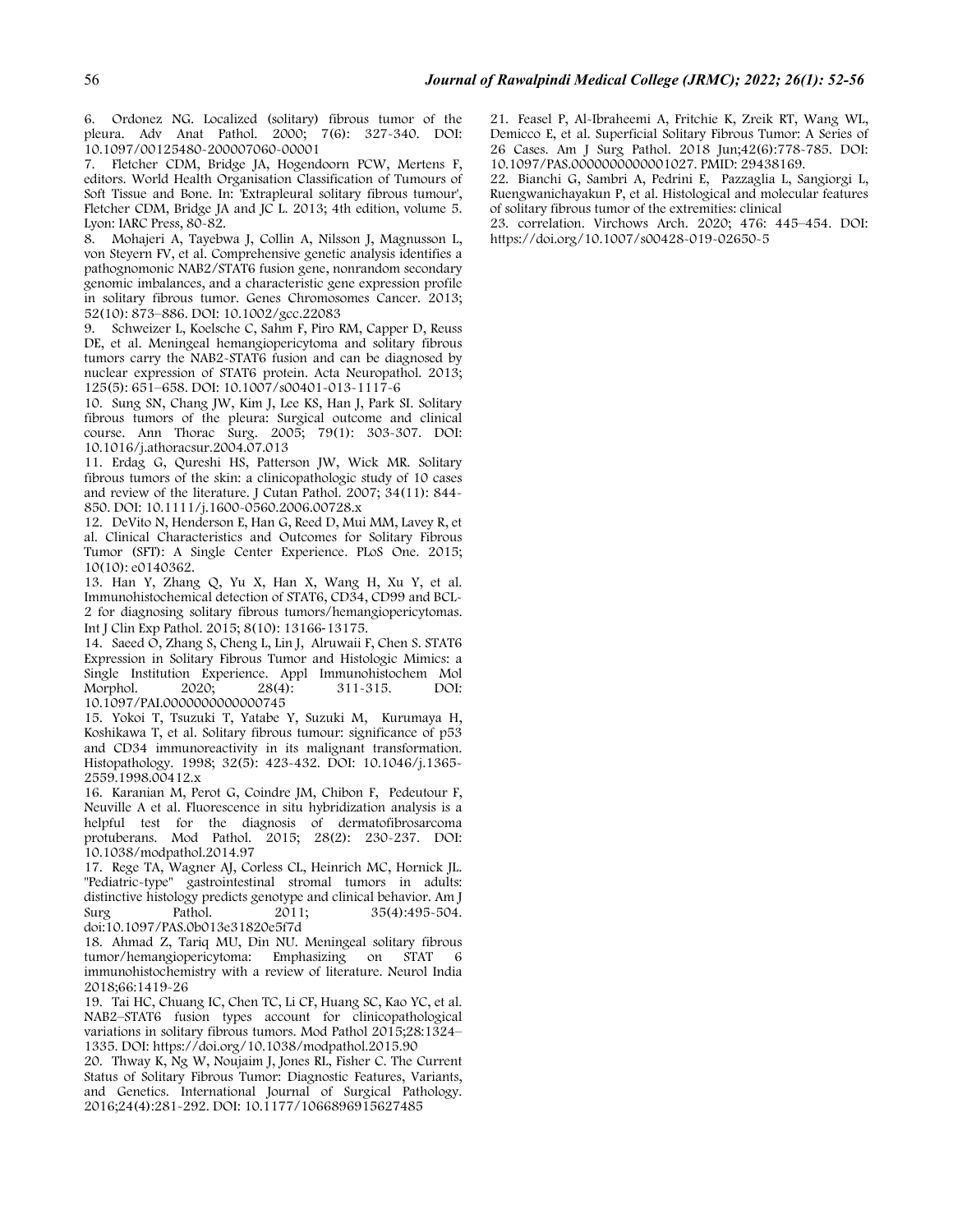6. Ordonez NG. Localized (solitary) fibrous tumor of the pleura. Adv Anat Pathol. 2000; 7(6): 327-340. DOI: 10.1097/00125480-200007060-00001

7. Fletcher CDM, Bridge JA, Hogendoorn PCW, Mertens F, editors. World Health Organisation Classification of Tumours of Soft Tissue and Bone. In: 'Extrapleural solitary fibrous tumour', Fletcher CDM, Bridge JA and JC L. 2013; 4th edition, volume 5. Lyon: IARC Press, 80-82.

8. Mohajeri A, Tayebwa J, Collin A, Nilsson J, Magnusson L, von Steyern FV, et al. Comprehensive genetic analysis identifies a pathognomonic NAB2/STAT6 fusion gene, nonrandom secondary genomic imbalances, and a characteristic gene expression profile in solitary fibrous tumor. Genes Chromosomes Cancer. 2013; 52(10): 873–886. DOI: 10.1002/gcc.22083

9. Schweizer L, Koelsche C, Sahm F, Piro RM, Capper D, Reuss DE, et al. Meningeal hemangiopericytoma and solitary fibrous tumors carry the NAB2-STAT6 fusion and can be diagnosed by nuclear expression of STAT6 protein. Acta Neuropathol. 2013; 125(5): 651–658. DOI: 10.1007/s00401-013-1117-6

10. Sung SN, Chang JW, Kim J, Lee KS, Han J, Park SI. Solitary fibrous tumors of the pleura: Surgical outcome and clinical course. Ann Thorac Surg. 2005; 79(1): 303-307. DOI: 10.1016/j.athoracsur.2004.07.013

11. Erdag G, Qureshi HS, Patterson JW, Wick MR. Solitary fibrous tumors of the skin: a clinicopathologic study of 10 cases and review of the literature. J Cutan Pathol. 2007; 34(11): 844-850. DOI: 10.1111/j.1600-0560.2006.00728.x

12. DeVito N, Henderson E, Han G, Reed D, Mui MM, Lavey R, et al. Clinical Characteristics and Outcomes for Solitary Fibrous Tumor (SFT): A Single Center Experience. PLoS One. 2015; 10(10): e0140362.

13. Han Y, Zhang Q, Yu X, Han X, Wang H, Xu Y, et al. Immunohistochemical detection of STAT6, CD34, CD99 and BCL-2 for diagnosing solitary fibrous tumors/hemangiopericytomas. Int J Clin Exp Pathol. 2015; 8(10): 13166-13175.

14. Saeed O, Zhang S, Cheng L, Lin J, Alruwaii F, Chen S. STAT6 Expression in Solitary Fibrous Tumor and Histologic Mimics: a Single Institution Experience. Appl Immunohistochem Mol Morphol. 2020; 28(4): 311-315. DOI: 10.1097/PAI.0000000000000745

15. Yokoi T, Tsuzuki T, Yatabe Y, Suzuki M, Kurumaya H, Koshikawa T, et al. Solitary fibrous tumour: significance of p53 and CD34 immunoreactivity in its malignant transformation. Histopathology. 1998; 32(5): 423-432. DOI: 10.1046/j.1365-2559.1998.00412.x

16. Karanian M, Perot G, Coindre JM, Chibon F, Pedeutour F, Neuville A et al. Fluorescence in situ hybridization analysis is a helpful test for the diagnosis of dermatofibrosarcoma protuberans. Mod Pathol. 2015; 28(2): 230-237. DOI: 10.1038/modpathol.2014.97

17. Rege TA, Wagner AJ, Corless CL, Heinrich MC, Hornick JL. "Pediatric-type" gastrointestinal stromal tumors in adults: distinctive histology predicts genotype and clinical behavior. Am J Surg Pathol. 2011; 35(4):495-504. doi:10.1097/PAS.0b013e31820e5f7d

18. Ahmad Z, Tariq MU, Din NU. Meningeal solitary fibrous tumor/hemangiopericytoma: Emphasizing on STAT 6 immunohistochemistry with a review of literature. Neurol India 2018;66:1419-26

19. Tai HC, Chuang IC, Chen TC, Li CF, Huang SC, Kao YC, et al. NAB2–STAT6 fusion types account for clinicopathological variations in solitary fibrous tumors. Mod Pathol 2015;28:1324–1335. DOI: https://doi.org/10.1038/modpathol.2015.90

20. Thway K, Ng W, Noujaim J, Jones RL, Fisher C. The Current Status of Solitary Fibrous Tumor: Diagnostic Features, Variants, and Genetics. International Journal of Surgical Pathology. 2016;24(4):281-292. DOI: 10.1177/1066896915627485

21. Feasel P, Al-Ibraheemi A, Fritchie K, Zreik RT, Wang WL, Demicco E, et al. Superficial Solitary Fibrous Tumor: A Series of 26 Cases. Am J Surg Pathol. 2018 Jun;42(6):778-785. DOI: 10.1097/PAS.0000000000001027. PMID: 29438169.

22. Bianchi G, Sambri A, Pedrini E, Pazzaglia L, Sangiorgi L, Ruengwanichayakun P, et al. Histological and molecular features of solitary fibrous tumor of the extremities: clinical

23. correlation. Virchows Arch. 2020; 476: 445–454. DOI: https://doi.org/10.1007/s00428-019-02650-5